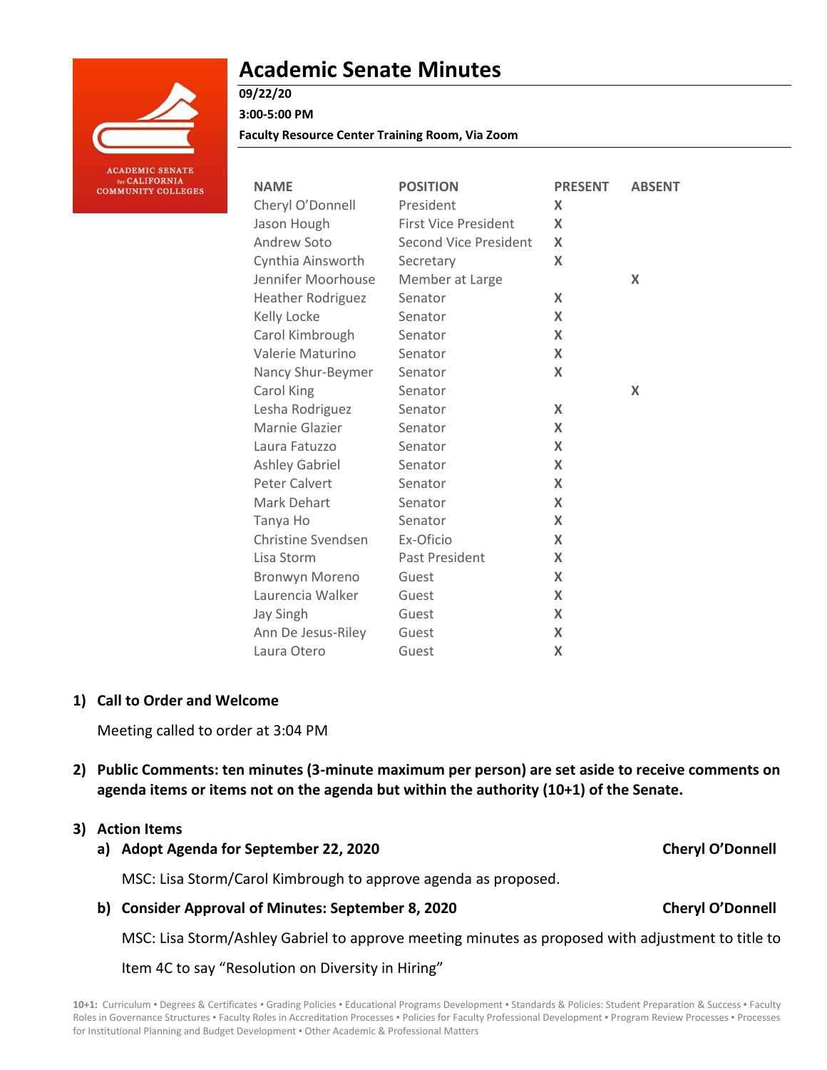ACADEMIC SENATE for CALIFORNIA COMMUNITY COLLEGES

# Academic Senate Minutes

**09/22/20**

**3:00-5:00 PM**

**Faculty Resource Center Training Room, Via Zoom**

| NAME | POSITION | PRESENT | ABSENT |
|---|---|---|---|
| Cheryl O'Donnell | President | X | |
| Jason Hough | First Vice President | X | |
| Andrew Soto | Second Vice President | X | |
| Cynthia Ainsworth | Secretary | X | |
| Jennifer Moorhouse | Member at Large | | X |
| Heather Rodriguez | Senator | X | |
| Kelly Locke | Senator | X | |
| Carol Kimbrough | Senator | X | |
| Valerie Maturino | Senator | X | |
| Nancy Shur-Beymer | Senator | X | |
| Carol King | Senator | | X |
| Lesha Rodriguez | Senator | X | |
| Marnie Glazier | Senator | X | |
| Laura Fatuzzo | Senator | X | |
| Ashley Gabriel | Senator | X | |
| Peter Calvert | Senator | X | |
| Mark Dehart | Senator | X | |
| Tanya Ho | Senator | X | |
| Christine Svendsen | Ex-Oficio | X | |
| Lisa Storm | Past President | X | |
| Bronwyn Moreno | Guest | X | |
| Laurencia Walker | Guest | X | |
| Jay Singh | Guest | X | |
| Ann De Jesus-Riley | Guest | X | |
| Laura Otero | Guest | X | |

## 1) Call to Order and Welcome

Meeting called to order at 3:04 PM

## 2) Public Comments: ten minutes (3-minute maximum per person) are set aside to receive comments on agenda items or items not on the agenda but within the authority (10+1) of the Senate.

## 3) Action Items

### a) Adopt Agenda for September 22, 2020 — Cheryl O'Donnell

MSC: Lisa Storm/Carol Kimbrough to approve agenda as proposed.

### b) Consider Approval of Minutes: September 8, 2020 — Cheryl O'Donnell

MSC: Lisa Storm/Ashley Gabriel to approve meeting minutes as proposed with adjustment to title to Item 4C to say "Resolution on Diversity in Hiring"

**10+1:** Curriculum ▪ Degrees & Certificates ▪ Grading Policies ▪ Educational Programs Development ▪ Standards & Policies: Student Preparation & Success ▪ Faculty Roles in Governance Structures ▪ Faculty Roles in Accreditation Processes ▪ Policies for Faculty Professional Development ▪ Program Review Processes ▪ Processes for Institutional Planning and Budget Development ▪ Other Academic & Professional Matters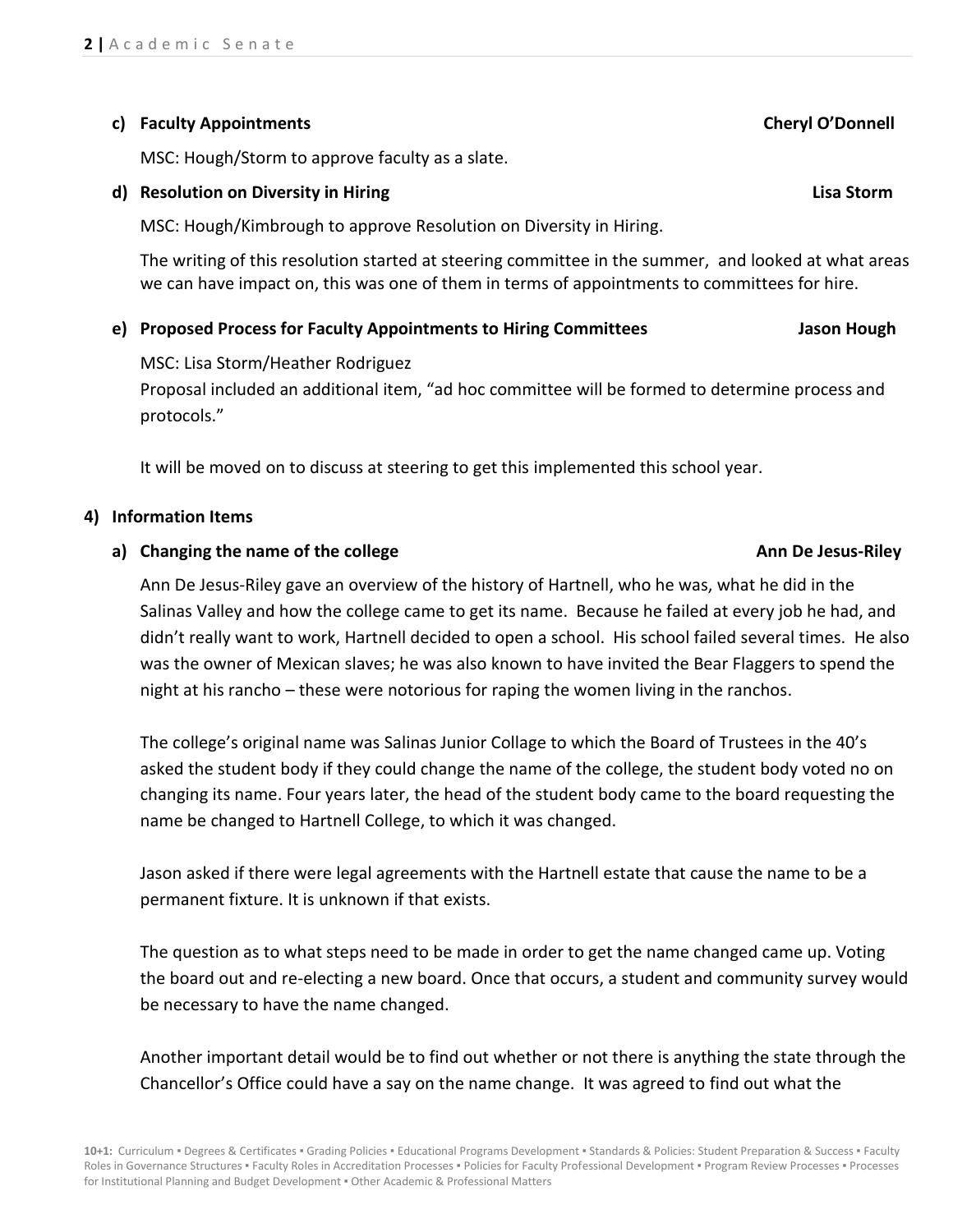**c) Faculty Appointments** **Cheryl O'Donnell**

MSC: Hough/Storm to approve faculty as a slate.

**d) Resolution on Diversity in Hiring** **Lisa Storm**

MSC: Hough/Kimbrough to approve Resolution on Diversity in Hiring.

The writing of this resolution started at steering committee in the summer, and looked at what areas we can have impact on, this was one of them in terms of appointments to committees for hire.

**e) Proposed Process for Faculty Appointments to Hiring Committees** **Jason Hough**

MSC: Lisa Storm/Heather Rodriguez
Proposal included an additional item, "ad hoc committee will be formed to determine process and protocols."

It will be moved on to discuss at steering to get this implemented this school year.

**4) Information Items**

**a) Changing the name of the college** **Ann De Jesus-Riley**

Ann De Jesus-Riley gave an overview of the history of Hartnell, who he was, what he did in the Salinas Valley and how the college came to get its name. Because he failed at every job he had, and didn't really want to work, Hartnell decided to open a school. His school failed several times. He also was the owner of Mexican slaves; he was also known to have invited the Bear Flaggers to spend the night at his rancho – these were notorious for raping the women living in the ranchos.

The college's original name was Salinas Junior Collage to which the Board of Trustees in the 40's asked the student body if they could change the name of the college, the student body voted no on changing its name. Four years later, the head of the student body came to the board requesting the name be changed to Hartnell College, to which it was changed.

Jason asked if there were legal agreements with the Hartnell estate that cause the name to be a permanent fixture. It is unknown if that exists.

The question as to what steps need to be made in order to get the name changed came up. Voting the board out and re-electing a new board. Once that occurs, a student and community survey would be necessary to have the name changed.

Another important detail would be to find out whether or not there is anything the state through the Chancellor's Office could have a say on the name change. It was agreed to find out what the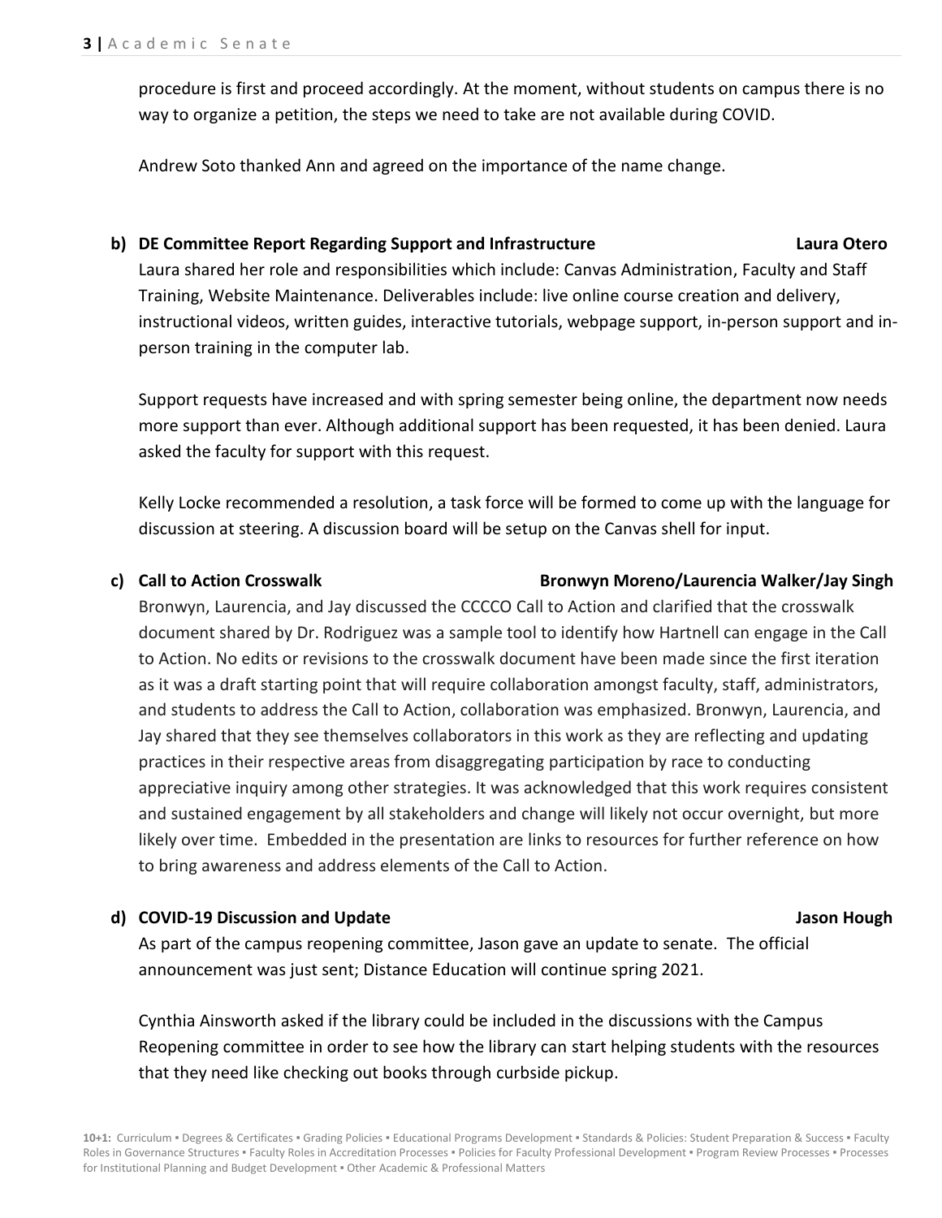procedure is first and proceed accordingly. At the moment, without students on campus there is no way to organize a petition, the steps we need to take are not available during COVID.

Andrew Soto thanked Ann and agreed on the importance of the name change.

**b) DE Committee Report Regarding Support and Infrastructure** **Laura Otero**

Laura shared her role and responsibilities which include: Canvas Administration, Faculty and Staff Training, Website Maintenance. Deliverables include: live online course creation and delivery, instructional videos, written guides, interactive tutorials, webpage support, in-person support and in-person training in the computer lab.

Support requests have increased and with spring semester being online, the department now needs more support than ever. Although additional support has been requested, it has been denied. Laura asked the faculty for support with this request.

Kelly Locke recommended a resolution, a task force will be formed to come up with the language for discussion at steering. A discussion board will be setup on the Canvas shell for input.

**c) Call to Action Crosswalk** **Bronwyn Moreno/Laurencia Walker/Jay Singh**

Bronwyn, Laurencia, and Jay discussed the CCCCO Call to Action and clarified that the crosswalk document shared by Dr. Rodriguez was a sample tool to identify how Hartnell can engage in the Call to Action. No edits or revisions to the crosswalk document have been made since the first iteration as it was a draft starting point that will require collaboration amongst faculty, staff, administrators, and students to address the Call to Action, collaboration was emphasized. Bronwyn, Laurencia, and Jay shared that they see themselves collaborators in this work as they are reflecting and updating practices in their respective areas from disaggregating participation by race to conducting appreciative inquiry among other strategies. It was acknowledged that this work requires consistent and sustained engagement by all stakeholders and change will likely not occur overnight, but more likely over time. Embedded in the presentation are links to resources for further reference on how to bring awareness and address elements of the Call to Action.

**d) COVID-19 Discussion and Update** **Jason Hough**

As part of the campus reopening committee, Jason gave an update to senate. The official announcement was just sent; Distance Education will continue spring 2021.

Cynthia Ainsworth asked if the library could be included in the discussions with the Campus Reopening committee in order to see how the library can start helping students with the resources that they need like checking out books through curbside pickup.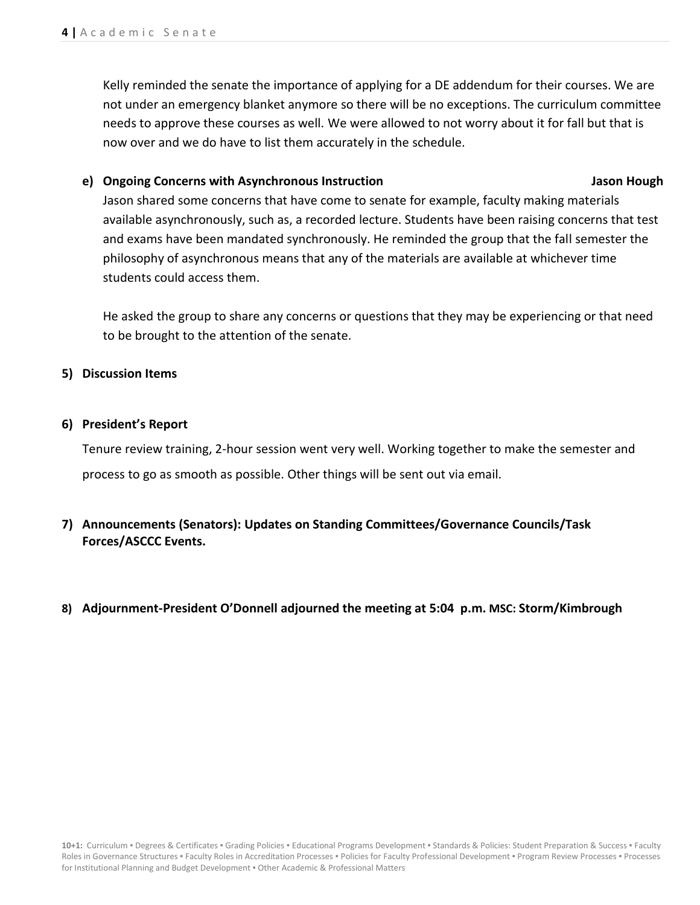Kelly reminded the senate the importance of applying for a DE addendum for their courses. We are not under an emergency blanket anymore so there will be no exceptions. The curriculum committee needs to approve these courses as well. We were allowed to not worry about it for fall but that is now over and we do have to list them accurately in the schedule.

**e) Ongoing Concerns with Asynchronous Instruction** **Jason Hough**

Jason shared some concerns that have come to senate for example, faculty making materials available asynchronously, such as, a recorded lecture. Students have been raising concerns that test and exams have been mandated synchronously. He reminded the group that the fall semester the philosophy of asynchronous means that any of the materials are available at whichever time students could access them.

He asked the group to share any concerns or questions that they may be experiencing or that need to be brought to the attention of the senate.

## 5) Discussion Items

## 6) President's Report

Tenure review training, 2-hour session went very well. Working together to make the semester and process to go as smooth as possible. Other things will be sent out via email.

## 7) Announcements (Senators): Updates on Standing Committees/Governance Councils/Task Forces/ASCCC Events.

## 8) Adjournment-President O'Donnell adjourned the meeting at 5:04 p.m. MSC: Storm/Kimbrough

**10+1:** Curriculum ▪ Degrees & Certificates ▪ Grading Policies ▪ Educational Programs Development ▪ Standards & Policies: Student Preparation & Success ▪ Faculty Roles in Governance Structures ▪ Faculty Roles in Accreditation Processes ▪ Policies for Faculty Professional Development ▪ Program Review Processes ▪ Processes for Institutional Planning and Budget Development ▪ Other Academic & Professional Matters